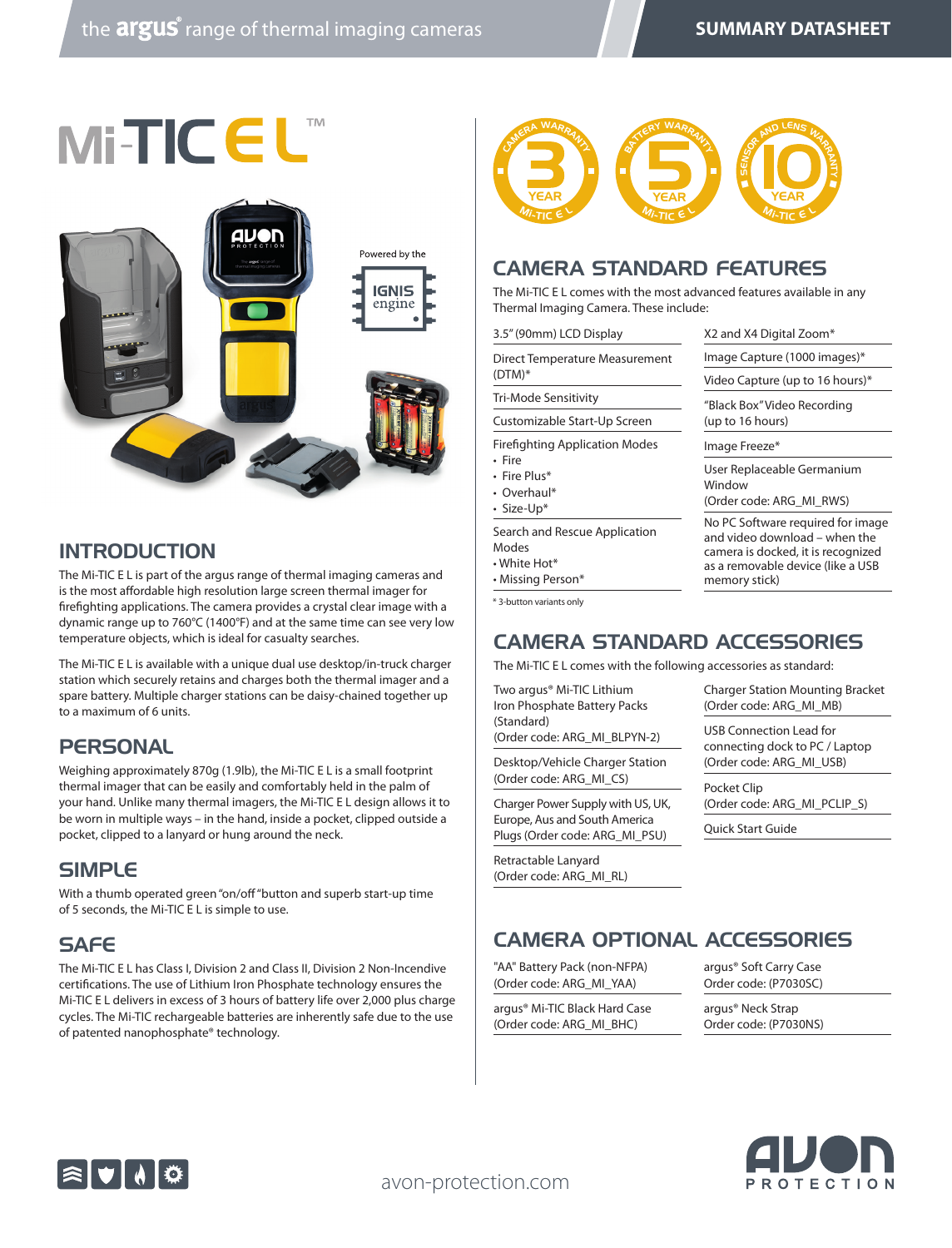# Mi-TIC E L™

Powered by the IGNIS engine

## INTRODUCTION

The Mi-TIC E L is part of the argus range of thermal imaging cameras and is the most affordable high resolution large screen thermal imager for firefighting applications. The camera provides a crystal clear image with a dynamic range up to 760°C (1400°F) and at the same time can see very low temperature objects, which is ideal for casualty searches.

The Mi-TIC E L is available with a unique dual use desktop/in-truck charger station which securely retains and charges both the thermal imager and a spare battery. Multiple charger stations can be daisy-chained together up to a maximum of 6 units.

## PERSONAL

Weighing approximately 870g (1.9lb), the Mi-TIC E L is a small footprint thermal imager that can be easily and comfortably held in the palm of your hand. Unlike many thermal imagers, the Mi-TIC E L design allows it to be worn in multiple ways – in the hand, inside a pocket, clipped outside a pocket, clipped to a lanyard or hung around the neck.

## SIMPLE

With a thumb operated green "on/off "button and superb start-up time of 5 seconds, the Mi-TIC E L is simple to use.

## SAFE

The Mi-TIC E L has Class I, Division 2 and Class II, Division 2 Non-Incendive certifications. The use of Lithium Iron Phosphate technology ensures the Mi-TIC E L delivers in excess of 3 hours of battery life over 2,000 plus charge cycles. The Mi-TIC rechargeable batteries are inherently safe due to the use of patented nanophosphate® technology.

3 YEAR CAMERA WARRANTY Mi-TIC E L | 5 YEAR BATTERY WARRANTY Mi-TIC E L | 10 YEAR SENSOR AND LENS WARRANTY Mi-TIC E L

## CAMERA STANDARD FEATURES

The Mi-TIC E L comes with the most advanced features available in any Thermal Imaging Camera. These include:

- 3.5" (90mm) LCD Display
- Direct Temperature Measurement (DTM)*
- Tri-Mode Sensitivity
- Customizable Start-Up Screen
- Firefighting Application Modes
  - Fire
  - Fire Plus*
  - Overhaul*
  - Size-Up*
- Search and Rescue Application Modes
  - White Hot*
  - Missing Person*
- X2 and X4 Digital Zoom*
- Image Capture (1000 images)*
- Video Capture (up to 16 hours)*
- "Black Box" Video Recording (up to 16 hours)
- Image Freeze*
- User Replaceable Germanium Window (Order code: ARG_MI_RWS)
- No PC Software required for image and video download – when the camera is docked, it is recognized as a removable device (like a USB memory stick)

\* 3-button variants only

## CAMERA STANDARD ACCESSORIES

The Mi-TIC E L comes with the following accessories as standard:

- Two argus® Mi-TIC Lithium Iron Phosphate Battery Packs (Standard) (Order code: ARG_MI_BLPYN-2)
- Desktop/Vehicle Charger Station (Order code: ARG_MI_CS)
- Charger Power Supply with US, UK, Europe, Aus and South America Plugs (Order code: ARG_MI_PSU)
- Retractable Lanyard (Order code: ARG_MI_RL)
- Charger Station Mounting Bracket (Order code: ARG_MI_MB)
- USB Connection Lead for connecting dock to PC / Laptop (Order code: ARG_MI_USB)
- Pocket Clip (Order code: ARG_MI_PCLIP_S)
- Quick Start Guide

## CAMERA OPTIONAL ACCESSORIES

- "AA" Battery Pack (non-NFPA) (Order code: ARG_MI_YAA)
- argus® Mi-TIC Black Hard Case (Order code: ARG_MI_BHC)
- argus® Soft Carry Case Order code: (P7030SC)
- argus® Neck Strap Order code: (P7030NS)

avon-protection.com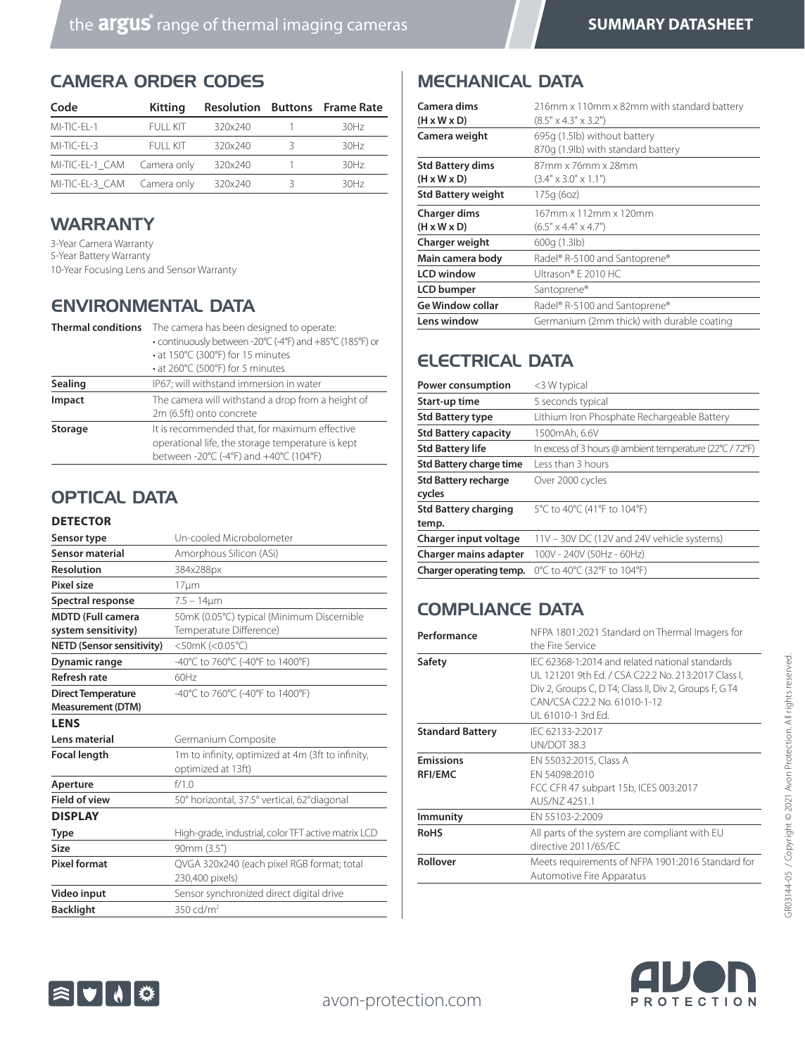# the argus® range of thermal imaging cameras

**SUMMARY DATASHEET**

## CAMERA ORDER CODES

| Code | Kitting | Resolution | Buttons | Frame Rate |
|---|---|---|---|---|
| MI-TIC-EL-1 | FULL KIT | 320x240 | 1 | 30Hz |
| MI-TIC-EL-3 | FULL KIT | 320x240 | 3 | 30Hz |
| MI-TIC-EL-1_CAM | Camera only | 320x240 | 1 | 30Hz |
| MI-TIC-EL-3_CAM | Camera only | 320x240 | 3 | 30Hz |

## WARRANTY

3-Year Camera Warranty
5-Year Battery Warranty
10-Year Focusing Lens and Sensor Warranty

## ENVIRONMENTAL DATA

| | |
|---|---|
| **Thermal conditions** | The camera has been designed to operate:<br>• continuously between -20°C (-4°F) and +85°C (185°F) or<br>• at 150°C (300°F) for 15 minutes<br>• at 260°C (500°F) for 5 minutes |
| **Sealing** | IP67; will withstand immersion in water |
| **Impact** | The camera will withstand a drop from a height of 2m (6.5ft) onto concrete |
| **Storage** | It is recommended that, for maximum effective operational life, the storage temperature is kept between -20°C (-4°F) and +40°C (104°F) |

## OPTICAL DATA

### DETECTOR

| | |
|---|---|
| **Sensor type** | Un-cooled Microbolometer |
| **Sensor material** | Amorphous Silicon (ASi) |
| **Resolution** | 384x288px |
| **Pixel size** | 17μm |
| **Spectral response** | 7.5 – 14μm |
| **MDTD (Full camera system sensitivity)** | 50mK (0.05°C) typical (Minimum Discernible Temperature Difference) |
| **NETD (Sensor sensitivity)** | <50mK (<0.05°C) |
| **Dynamic range** | -40°C to 760°C (-40°F to 1400°F) |
| **Refresh rate** | 60Hz |
| **Direct Temperature Measurement (DTM)** | -40°C to 760°C (-40°F to 1400°F) |

### LENS

| | |
|---|---|
| **Lens material** | Germanium Composite |
| **Focal length** | 1m to infinity, optimized at 4m (3ft to infinity, optimized at 13ft) |
| **Aperture** | f/1.0 |
| **Field of view** | 50° horizontal, 37.5° vertical, 62°diagonal |

### DISPLAY

| | |
|---|---|
| **Type** | High-grade, industrial, color TFT active matrix LCD |
| **Size** | 90mm (3.5") |
| **Pixel format** | QVGA 320x240 (each pixel RGB format; total 230,400 pixels) |
| **Video input** | Sensor synchronized direct digital drive |
| **Backlight** | 350 cd/m² |

## MECHANICAL DATA

| | |
|---|---|
| **Camera dims (H x W x D)** | 216mm x 110mm x 82mm with standard battery (8.5" x 4.3" x 3.2") |
| **Camera weight** | 695g (1.5lb) without battery<br>870g (1.9lb) with standard battery |
| **Std Battery dims (H x W x D)** | 87mm x 76mm x 28mm (3.4" x 3.0" x 1.1") |
| **Std Battery weight** | 175g (6oz) |
| **Charger dims (H x W x D)** | 167mm x 112mm x 120mm (6.5" x 4.4" x 4.7") |
| **Charger weight** | 600g (1.3lb) |
| **Main camera body** | Radel® R-5100 and Santoprene® |
| **LCD window** | Ultrason® E 2010 HC |
| **LCD bumper** | Santoprene® |
| **Ge Window collar** | Radel® R-5100 and Santoprene® |
| **Lens window** | Germanium (2mm thick) with durable coating |

## ELECTRICAL DATA

| | |
|---|---|
| **Power consumption** | <3 W typical |
| **Start-up time** | 5 seconds typical |
| **Std Battery type** | Lithium Iron Phosphate Rechargeable Battery |
| **Std Battery capacity** | 1500mAh, 6.6V |
| **Std Battery life** | In excess of 3 hours @ ambient temperature (22°C / 72°F) |
| **Std Battery charge time** | Less than 3 hours |
| **Std Battery recharge cycles** | Over 2000 cycles |
| **Std Battery charging temp.** | 5°C to 40°C (41°F to 104°F) |
| **Charger input voltage** | 11V – 30V DC (12V and 24V vehicle systems) |
| **Charger mains adapter** | 100V - 240V (50Hz - 60Hz) |
| **Charger operating temp.** | 0°C to 40°C (32°F to 104°F) |

## COMPLIANCE DATA

| | |
|---|---|
| **Performance** | NFPA 1801:2021 Standard on Thermal Imagers for the Fire Service |
| **Safety** | IEC 62368-1:2014 and related national standards<br>UL 121201 9th Ed. / CSA C22.2 No. 213:2017 Class I, Div 2, Groups C, D T4; Class II, Div 2, Groups F, G T4<br>CAN/CSA C22.2 No. 61010-1-12<br>UL 61010-1 3rd Ed. |
| **Standard Battery** | IEC 62133-2:2017<br>UN/DOT 38.3 |
| **Emissions RFI/EMC** | EN 55032:2015, Class A<br>EN 54098:2010<br>FCC CFR 47 subpart 15b, ICES 003:2017<br>AUS/NZ 4251.1 |
| **Immunity** | EN 55103-2:2009 |
| **RoHS** | All parts of the system are compliant with EU directive 2011/65/EC |
| **Rollover** | Meets requirements of NFPA 1901:2016 Standard for Automotive Fire Apparatus |

GR03144-05 / Copyright © 2021 Avon Protection. All rights reserved.

avon-protection.com

AVON PROTECTION